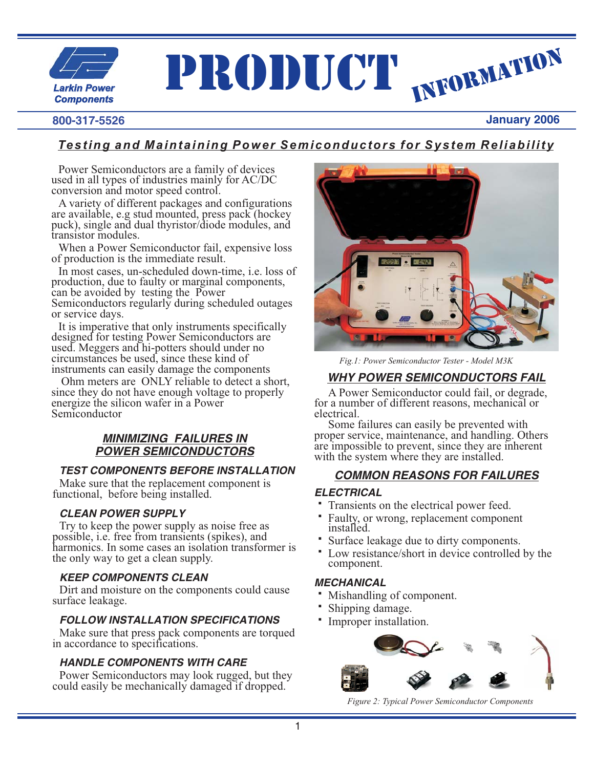# PRODUCT INFORMATION

Larkin Power Components

800-317-5526

January 2006

## *Testing and Maintaining Power Semiconductors for System Reliability*

Power Semiconductors are a family of devices used in all types of industries mainly for AC/DC conversion and motor speed control.

A variety of different packages and configurations are available, e.g stud mounted, press pack (hockey puck), single and dual thyristor/diode modules, and transistor modules.

When a Power Semiconductor fail, expensive loss of production is the immediate result.

In most cases, un-scheduled down-time, i.e. loss of production, due to faulty or marginal components, can be avoided by testing the Power Semiconductors regularly during scheduled outages or service days.

It is imperative that only instruments specifically designed for testing Power Semiconductors are used. Meggers and hi-potters should under no circumstances be used, since these kind of instruments can easily damage the components

Ohm meters are ONLY reliable to detect a short, since they do not have enough voltage to properly energize the silicon wafer in a Power Semiconductor

### *MINIMIZING FAILURES IN POWER SEMICONDUCTORS*

#### *TEST COMPONENTS BEFORE INSTALLATION*

Make sure that the replacement component is functional, before being installed.

#### *CLEAN POWER SUPPLY*

Try to keep the power supply as noise free as possible, i.e. free from transients (spikes), and harmonics. In some cases an isolation transformer is the only way to get a clean supply.

#### *KEEP COMPONENTS CLEAN*

Dirt and moisture on the components could cause surface leakage.

#### *FOLLOW INSTALLATION SPECIFICATIONS*

Make sure that press pack components are torqued in accordance to specifications.

#### *HANDLE COMPONENTS WITH CARE*

Power Semiconductors may look rugged, but they could easily be mechanically damaged if dropped.

*Fig.1: Power Semiconductor Tester - Model M3K*

### *WHY POWER SEMICONDUCTORS FAIL*

A Power Semiconductor could fail, or degrade, for a number of different reasons, mechanical or electrical.

Some failures can easily be prevented with proper service, maintenance, and handling. Others are impossible to prevent, since they are inherent with the system where they are installed.

### *COMMON REASONS FOR FAILURES*

#### *ELECTRICAL*

- Transients on the electrical power feed.
- Faulty, or wrong, replacement component installed.
- Surface leakage due to dirty components.
- Low resistance/short in device controlled by the component.

#### *MECHANICAL*

- Mishandling of component.
- Shipping damage.
- Improper installation.

*Figure 2: Typical Power Semiconductor Components*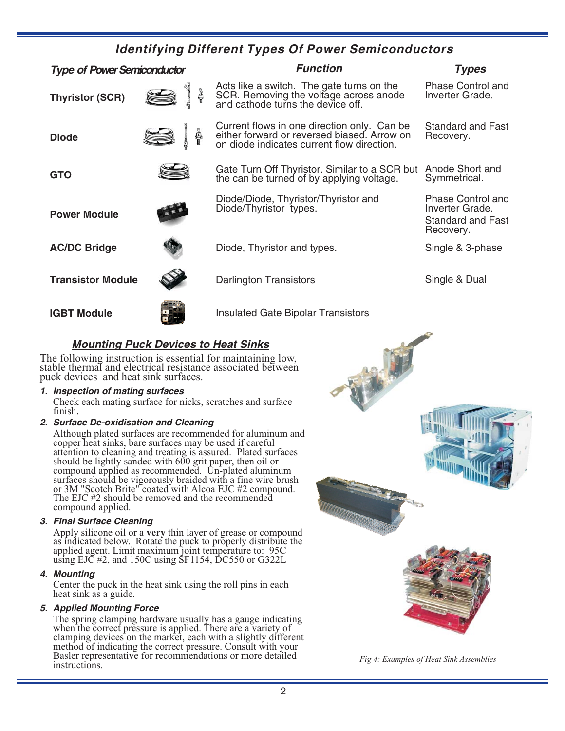## Identifying Different Types Of Power Semiconductors

| Type of Power Semiconductor | Function | Types |
|---|---|---|
| **Thyristor (SCR)** | Acts like a switch. The gate turns on the SCR. Removing the voltage across anode and cathode turns the device off. | Phase Control and Inverter Grade. |
| **Diode** | Current flows in one direction only. Can be either forward or reversed biased. Arrow on on diode indicates current flow direction. | Standard and Fast Recovery. |
| **GTO** | Gate Turn Off Thyristor. Similar to a SCR but the can be turned of by applying voltage. | Anode Short and Symmetrical. |
| **Power Module** | Diode/Diode, Thyristor/Thyristor and Diode/Thyristor types. | Phase Control and Inverter Grade. Standard and Fast Recovery. |
| **AC/DC Bridge** | Diode, Thyristor and types. | Single & 3-phase |
| **Transistor Module** | Darlington Transistors | Single & Dual |
| **IGBT Module** | Insulated Gate Bipolar Transistors | |

### Mounting Puck Devices to Heat Sinks

The following instruction is essential for maintaining low, stable thermal and electrical resistance associated between puck devices and heat sink surfaces.

1. ***Inspection of mating surfaces***
   Check each mating surface for nicks, scratches and surface finish.

2. ***Surface De-oxidisation and Cleaning***
   Although plated surfaces are recommended for aluminum and copper heat sinks, bare surfaces may be used if careful attention to cleaning and treating is assured. Plated surfaces should be lightly sanded with 600 grit paper, then oil or compound applied as recommended. Un-plated aluminum surfaces should be vigorously braided with a fine wire brush or 3M "Scotch Brite" coated with Alcoa EJC #2 compound. The EJC #2 should be removed and the recommended compound applied.

3. ***Final Surface Cleaning***
   Apply silicone oil or a **very** thin layer of grease or compound as indicated below. Rotate the puck to properly distribute the applied agent. Limit maximum joint temperature to: 95C using EJC #2, and 150C using SF1154, DC550 or G322L

4. ***Mounting***
   Center the puck in the heat sink using the roll pins in each heat sink as a guide.

5. ***Applied Mounting Force***
   The spring clamping hardware usually has a gauge indicating when the correct pressure is applied. There are a variety of clamping devices on the market, each with a slightly different method of indicating the correct pressure. Consult with your Basler representative for recommendations or more detailed instructions.

*Fig 4: Examples of Heat Sink Assemblies*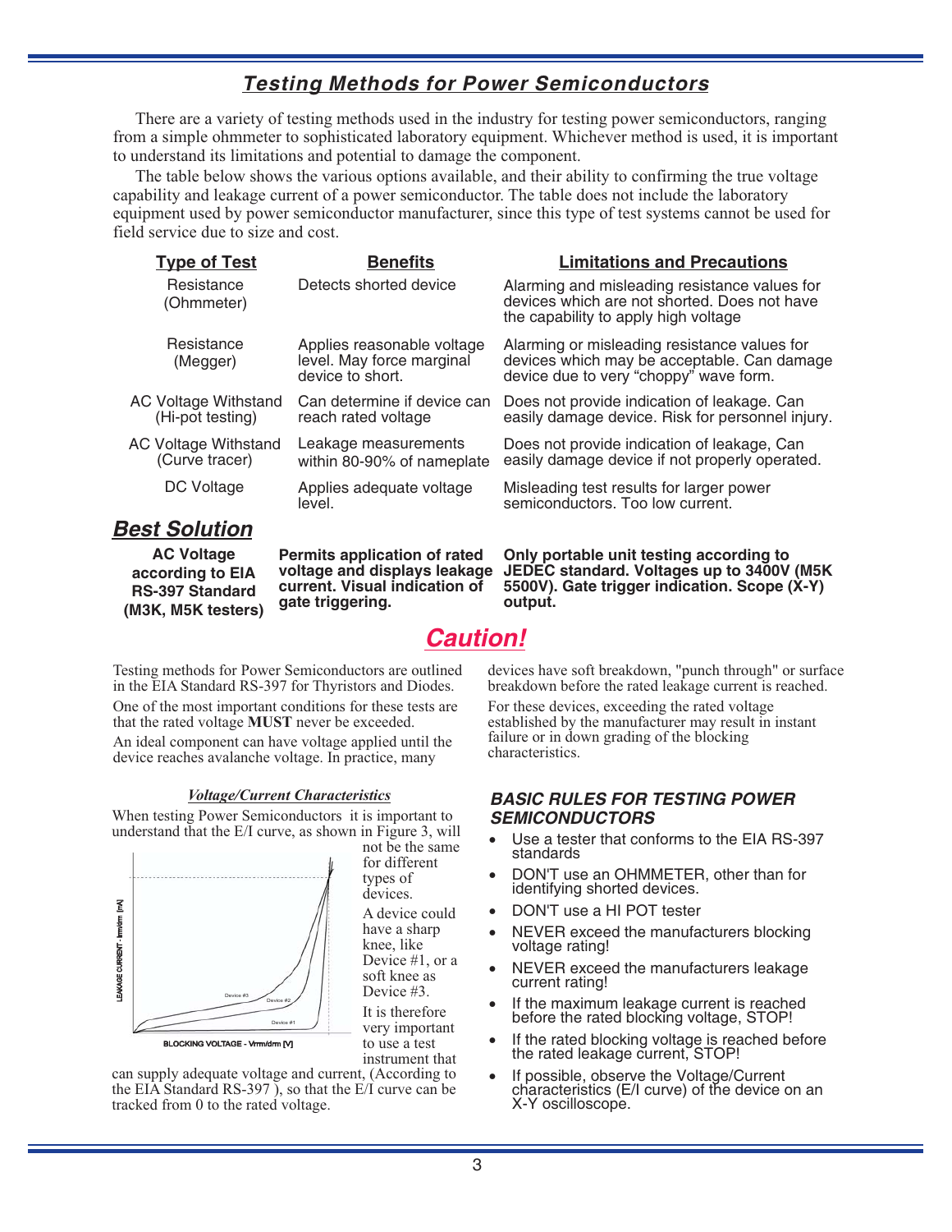# *Testing Methods for Power Semiconductors*

There are a variety of testing methods used in the industry for testing power semiconductors, ranging from a simple ohmmeter to sophisticated laboratory equipment. Whichever method is used, it is important to understand its limitations and potential to damage the component.

The table below shows the various options available, and their ability to confirming the true voltage capability and leakage current of a power semiconductor. The table does not include the laboratory equipment used by power semiconductor manufacturer, since this type of test systems cannot be used for field service due to size and cost.

| Type of Test | Benefits | Limitations and Precautions |
|---|---|---|
| Resistance (Ohmmeter) | Detects shorted device | Alarming and misleading resistance values for devices which are not shorted. Does not have the capability to apply high voltage |
| Resistance (Megger) | Applies reasonable voltage level. May force marginal device to short. | Alarming or misleading resistance values for devices which may be acceptable. Can damage device due to very "choppy" wave form. |
| AC Voltage Withstand (Hi-pot testing) | Can determine if device can reach rated voltage | Does not provide indication of leakage. Can easily damage device. Risk for personnel injury. |
| AC Voltage Withstand (Curve tracer) | Leakage measurements within 80-90% of nameplate | Does not provide indication of leakage, Can easily damage device if not properly operated. |
| DC Voltage | Applies adequate voltage level. | Misleading test results for larger power semiconductors. Too low current. |

## *Best Solution*

| | | |
|---|---|---|
| **AC Voltage according to EIA RS-397 Standard (M3K, M5K testers)** | **Permits application of rated voltage and displays leakage current. Visual indication of gate triggering.** | **Only portable unit testing according to JEDEC standard. Voltages up to 3400V (M5K 5500V). Gate trigger indication. Scope (X-Y) output.** |

## *Caution!*

Testing methods for Power Semiconductors are outlined in the EIA Standard RS-397 for Thyristors and Diodes.

One of the most important conditions for these tests are that the rated voltage **MUST** never be exceeded.

An ideal component can have voltage applied until the device reaches avalanche voltage. In practice, many devices have soft breakdown, "punch through" or surface breakdown before the rated leakage current is reached.

For these devices, exceeding the rated voltage established by the manufacturer may result in instant failure or in down grading of the blocking characteristics.

### *Voltage/Current Characteristics*

When testing Power Semiconductors it is important to understand that the E/I curve, as shown in Figure 3, will not be the same for different types of devices.

LEAKAGE CURRENT - Irrm/drm [mA]

Device #3

Device #2

Device #1

BLOCKING VOLTAGE - Vrrm/drm [V]

A device could have a sharp knee, like Device #1, or a soft knee as Device #3.

It is therefore very important to use a test instrument that can supply adequate voltage and current, (According to the EIA Standard RS-397 ), so that the E/I curve can be tracked from 0 to the rated voltage.

### *BASIC RULES FOR TESTING POWER SEMICONDUCTORS*

- Use a tester that conforms to the EIA RS-397 standards
- DON'T use an OHMMETER, other than for identifying shorted devices.
- DON'T use a HI POT tester
- NEVER exceed the manufacturers blocking voltage rating!
- NEVER exceed the manufacturers leakage current rating!
- If the maximum leakage current is reached before the rated blocking voltage, STOP!
- If the rated blocking voltage is reached before the rated leakage current, STOP!
- If possible, observe the Voltage/Current characteristics (E/I curve) of the device on an X-Y oscilloscope.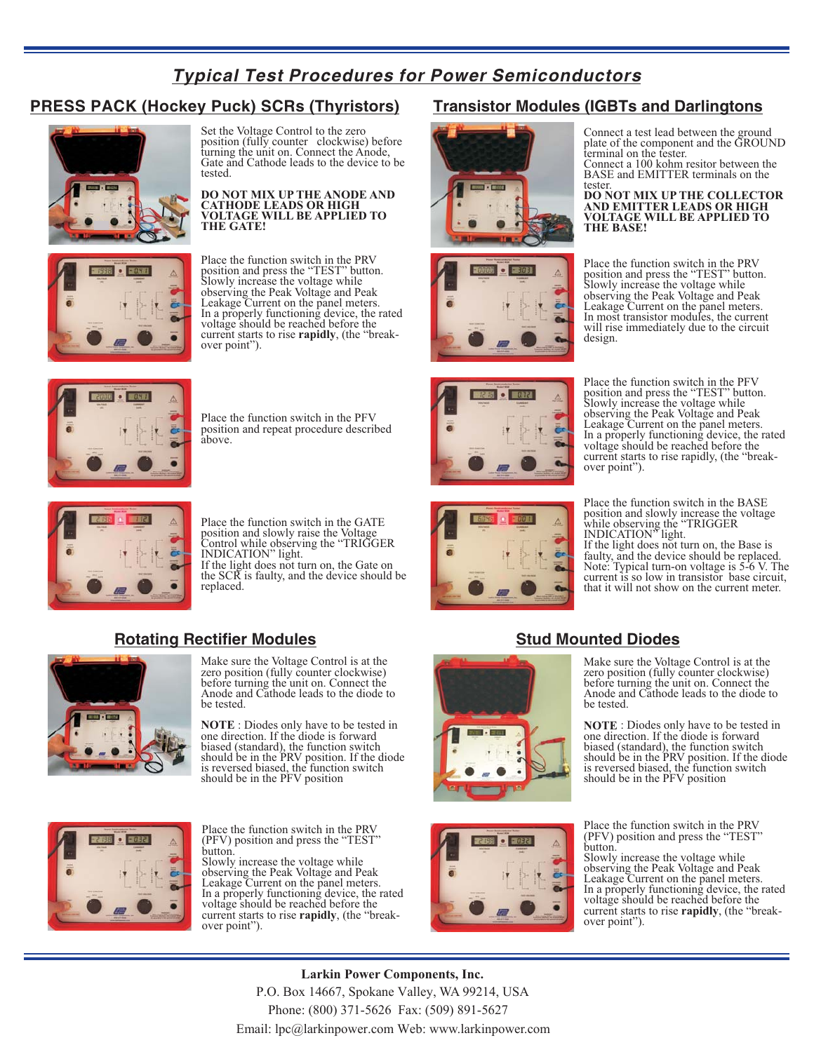# *Typical Test Procedures for Power Semiconductors*

## PRESS PACK (Hockey Puck) SCRs (Thyristors)

Set the Voltage Control to the zero position (fully counter clockwise) before turning the unit on. Connect the Anode, Gate and Cathode leads to the device to be tested.

**DO NOT MIX UP THE ANODE AND CATHODE LEADS OR HIGH VOLTAGE WILL BE APPLIED TO THE GATE!**

Place the function switch in the PRV position and press the "TEST" button. Slowly increase the voltage while observing the Peak Voltage and Peak Leakage Current on the panel meters. In a properly functioning device, the rated voltage should be reached before the current starts to rise **rapidly**, (the "break-over point").

Place the function switch in the PFV position and repeat procedure described above.

Place the function switch in the GATE position and slowly raise the Voltage Control while observing the "TRIGGER INDICATION" light.
If the light does not turn on, the Gate on the SCR is faulty, and the device should be replaced.

## Transistor Modules (IGBTs and Darlingtons

Connect a test lead between the ground plate of the component and the GROUND terminal on the tester.
Connect a 100 kohm resitor between the BASE and EMITTER terminals on the tester.
**DO NOT MIX UP THE COLLECTOR AND EMITTER LEADS OR HIGH VOLTAGE WILL BE APPLIED TO THE BASE!**

Place the function switch in the PRV position and press the "TEST" button. Slowly increase the voltage while observing the Peak Voltage and Peak Leakage Current on the panel meters. In most transistor modules, the current will rise immediately due to the circuit design.

Place the function switch in the PFV position and press the "TEST" button. Slowly increase the voltage while observing the Peak Voltage and Peak Leakage Current on the panel meters. In a properly functioning device, the rated voltage should be reached before the current starts to rise rapidly, (the "break-over point").

Place the function switch in the BASE position and slowly increase the voltage while observing the "TRIGGER INDICATION" light.
If the light does not turn on, the Base is faulty, and the device should be replaced.
Note: Typical turn-on voltage is 5-6 V. The current is so low in transistor base circuit, that it will not show on the current meter.

## Rotating Rectifier Modules

Make sure the Voltage Control is at the zero position (fully counter clockwise) before turning the unit on. Connect the Anode and Cathode leads to the diode to be tested.

**NOTE** : Diodes only have to be tested in one direction. If the diode is forward biased (standard), the function switch should be in the PRV position. If the diode is reversed biased, the function switch should be in the PFV position

Place the function switch in the PRV (PFV) position and press the "TEST" button.
Slowly increase the voltage while observing the Peak Voltage and Peak Leakage Current on the panel meters. In a properly functioning device, the rated voltage should be reached before the current starts to rise **rapidly**, (the "break-over point").

## Stud Mounted Diodes

Make sure the Voltage Control is at the zero position (fully counter clockwise) before turning the unit on. Connect the Anode and Cathode leads to the diode to be tested.

**NOTE** : Diodes only have to be tested in one direction. If the diode is forward biased (standard), the function switch should be in the PRV position. If the diode is reversed biased, the function switch should be in the PFV position

Place the function switch in the PRV (PFV) position and press the "TEST" button.
Slowly increase the voltage while observing the Peak Voltage and Peak Leakage Current on the panel meters. In a properly functioning device, the rated voltage should be reached before the current starts to rise **rapidly**, (the "break-over point").

**Larkin Power Components, Inc.**
P.O. Box 14667, Spokane Valley, WA 99214, USA
Phone: (800) 371-5626 Fax: (509) 891-5627
Email: lpc@larkinpower.com Web: www.larkinpower.com